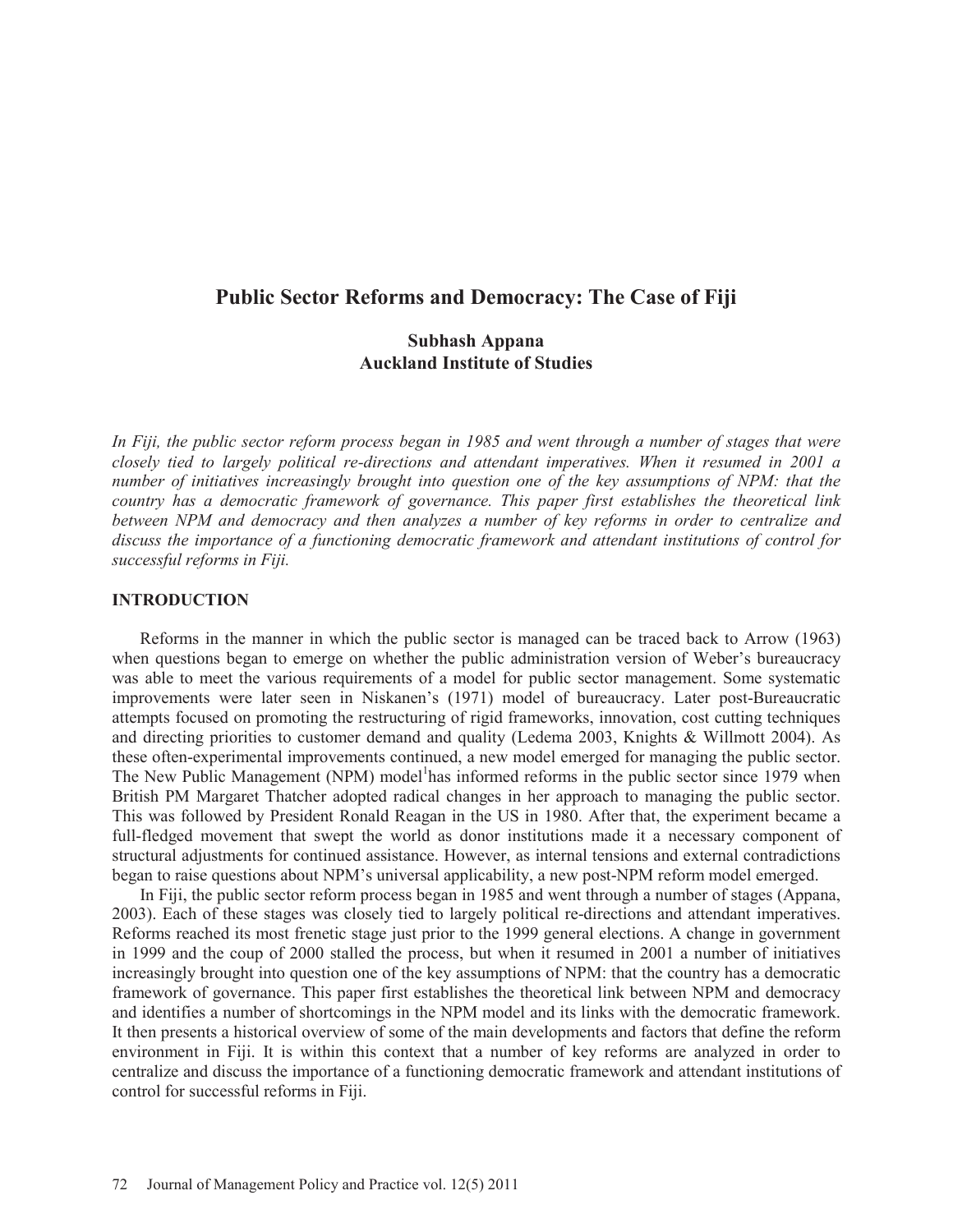# Public Sector Reforms and Democracy: The Case of Fiji

**Subhash Appana**
**Auckland Institute of Studies**

*In Fiji, the public sector reform process began in 1985 and went through a number of stages that were closely tied to largely political re-directions and attendant imperatives. When it resumed in 2001 a number of initiatives increasingly brought into question one of the key assumptions of NPM: that the country has a democratic framework of governance. This paper first establishes the theoretical link between NPM and democracy and then analyzes a number of key reforms in order to centralize and discuss the importance of a functioning democratic framework and attendant institutions of control for successful reforms in Fiji.*

## INTRODUCTION

Reforms in the manner in which the public sector is managed can be traced back to Arrow (1963) when questions began to emerge on whether the public administration version of Weber's bureaucracy was able to meet the various requirements of a model for public sector management. Some systematic improvements were later seen in Niskanen's (1971) model of bureaucracy. Later post-Bureaucratic attempts focused on promoting the restructuring of rigid frameworks, innovation, cost cutting techniques and directing priorities to customer demand and quality (Ledema 2003, Knights & Willmott 2004). As these often-experimental improvements continued, a new model emerged for managing the public sector. The New Public Management (NPM) model[1]has informed reforms in the public sector since 1979 when British PM Margaret Thatcher adopted radical changes in her approach to managing the public sector. This was followed by President Ronald Reagan in the US in 1980. After that, the experiment became a full-fledged movement that swept the world as donor institutions made it a necessary component of structural adjustments for continued assistance. However, as internal tensions and external contradictions began to raise questions about NPM's universal applicability, a new post-NPM reform model emerged.

In Fiji, the public sector reform process began in 1985 and went through a number of stages (Appana, 2003). Each of these stages was closely tied to largely political re-directions and attendant imperatives. Reforms reached its most frenetic stage just prior to the 1999 general elections. A change in government in 1999 and the coup of 2000 stalled the process, but when it resumed in 2001 a number of initiatives increasingly brought into question one of the key assumptions of NPM: that the country has a democratic framework of governance. This paper first establishes the theoretical link between NPM and democracy and identifies a number of shortcomings in the NPM model and its links with the democratic framework. It then presents a historical overview of some of the main developments and factors that define the reform environment in Fiji. It is within this context that a number of key reforms are analyzed in order to centralize and discuss the importance of a functioning democratic framework and attendant institutions of control for successful reforms in Fiji.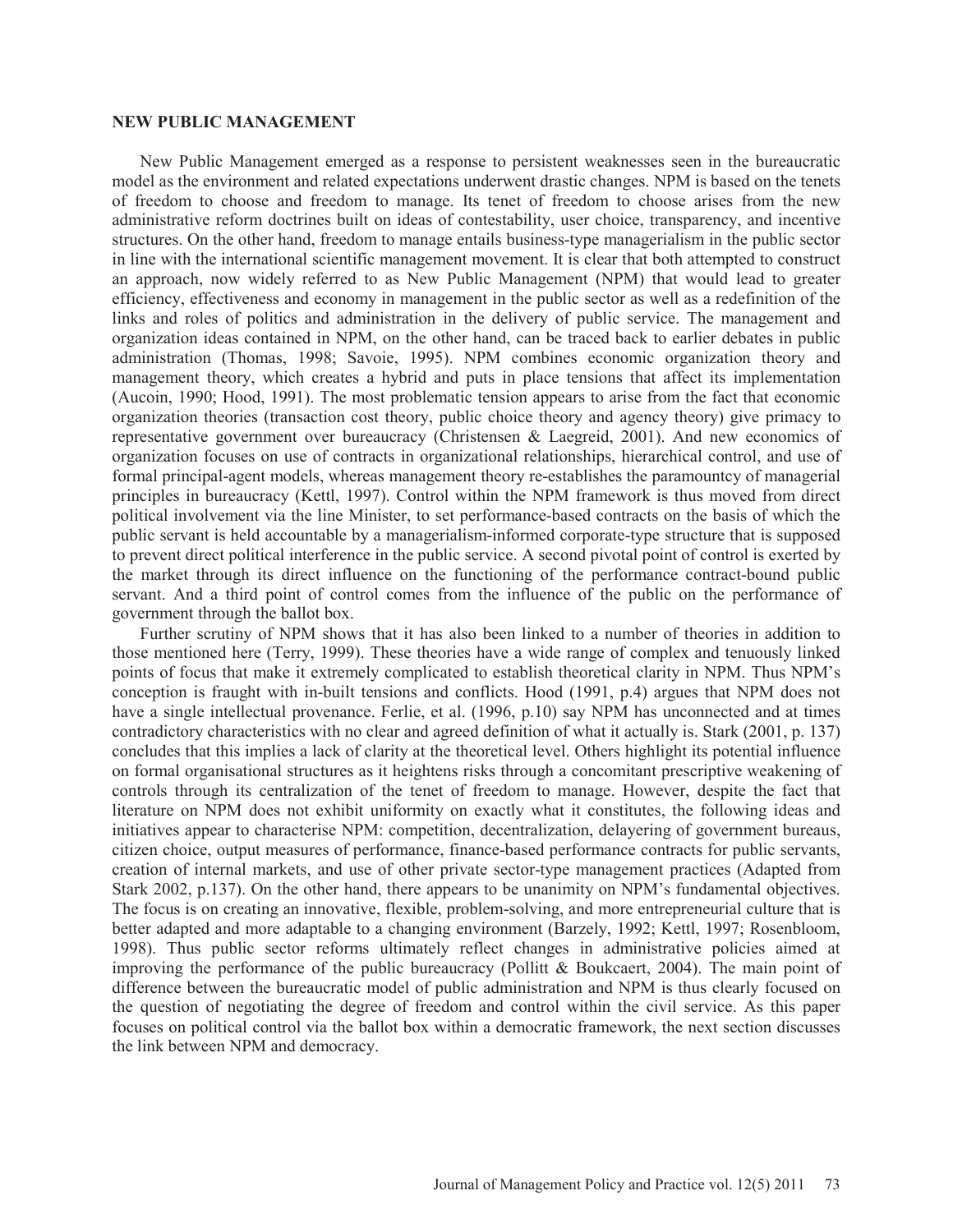## NEW PUBLIC MANAGEMENT

New Public Management emerged as a response to persistent weaknesses seen in the bureaucratic model as the environment and related expectations underwent drastic changes. NPM is based on the tenets of freedom to choose and freedom to manage. Its tenet of freedom to choose arises from the new administrative reform doctrines built on ideas of contestability, user choice, transparency, and incentive structures. On the other hand, freedom to manage entails business-type managerialism in the public sector in line with the international scientific management movement. It is clear that both attempted to construct an approach, now widely referred to as New Public Management (NPM) that would lead to greater efficiency, effectiveness and economy in management in the public sector as well as a redefinition of the links and roles of politics and administration in the delivery of public service. The management and organization ideas contained in NPM, on the other hand, can be traced back to earlier debates in public administration (Thomas, 1998; Savoie, 1995). NPM combines economic organization theory and management theory, which creates a hybrid and puts in place tensions that affect its implementation (Aucoin, 1990; Hood, 1991). The most problematic tension appears to arise from the fact that economic organization theories (transaction cost theory, public choice theory and agency theory) give primacy to representative government over bureaucracy (Christensen & Laegreid, 2001). And new economics of organization focuses on use of contracts in organizational relationships, hierarchical control, and use of formal principal-agent models, whereas management theory re-establishes the paramountcy of managerial principles in bureaucracy (Kettl, 1997). Control within the NPM framework is thus moved from direct political involvement via the line Minister, to set performance-based contracts on the basis of which the public servant is held accountable by a managerialism-informed corporate-type structure that is supposed to prevent direct political interference in the public service. A second pivotal point of control is exerted by the market through its direct influence on the functioning of the performance contract-bound public servant. And a third point of control comes from the influence of the public on the performance of government through the ballot box.

Further scrutiny of NPM shows that it has also been linked to a number of theories in addition to those mentioned here (Terry, 1999). These theories have a wide range of complex and tenuously linked points of focus that make it extremely complicated to establish theoretical clarity in NPM. Thus NPM's conception is fraught with in-built tensions and conflicts. Hood (1991, p.4) argues that NPM does not have a single intellectual provenance. Ferlie, et al. (1996, p.10) say NPM has unconnected and at times contradictory characteristics with no clear and agreed definition of what it actually is. Stark (2001, p. 137) concludes that this implies a lack of clarity at the theoretical level. Others highlight its potential influence on formal organisational structures as it heightens risks through a concomitant prescriptive weakening of controls through its centralization of the tenet of freedom to manage. However, despite the fact that literature on NPM does not exhibit uniformity on exactly what it constitutes, the following ideas and initiatives appear to characterise NPM: competition, decentralization, delayering of government bureaus, citizen choice, output measures of performance, finance-based performance contracts for public servants, creation of internal markets, and use of other private sector-type management practices (Adapted from Stark 2002, p.137). On the other hand, there appears to be unanimity on NPM's fundamental objectives. The focus is on creating an innovative, flexible, problem-solving, and more entrepreneurial culture that is better adapted and more adaptable to a changing environment (Barzely, 1992; Kettl, 1997; Rosenbloom, 1998). Thus public sector reforms ultimately reflect changes in administrative policies aimed at improving the performance of the public bureaucracy (Pollitt & Boukcaert, 2004). The main point of difference between the bureaucratic model of public administration and NPM is thus clearly focused on the question of negotiating the degree of freedom and control within the civil service. As this paper focuses on political control via the ballot box within a democratic framework, the next section discusses the link between NPM and democracy.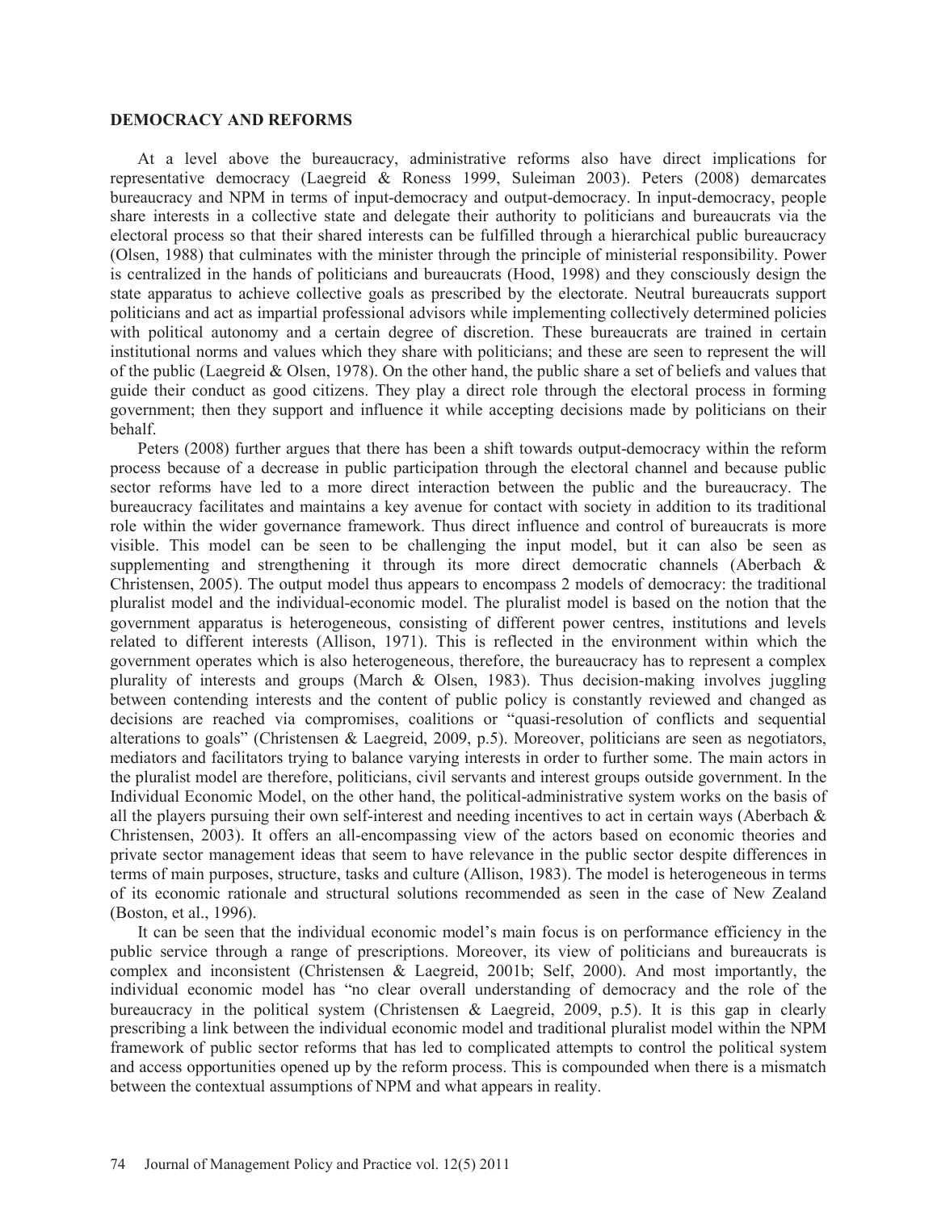## DEMOCRACY AND REFORMS

At a level above the bureaucracy, administrative reforms also have direct implications for representative democracy (Laegreid & Roness 1999, Suleiman 2003). Peters (2008) demarcates bureaucracy and NPM in terms of input-democracy and output-democracy. In input-democracy, people share interests in a collective state and delegate their authority to politicians and bureaucrats via the electoral process so that their shared interests can be fulfilled through a hierarchical public bureaucracy (Olsen, 1988) that culminates with the minister through the principle of ministerial responsibility. Power is centralized in the hands of politicians and bureaucrats (Hood, 1998) and they consciously design the state apparatus to achieve collective goals as prescribed by the electorate. Neutral bureaucrats support politicians and act as impartial professional advisors while implementing collectively determined policies with political autonomy and a certain degree of discretion. These bureaucrats are trained in certain institutional norms and values which they share with politicians; and these are seen to represent the will of the public (Laegreid & Olsen, 1978). On the other hand, the public share a set of beliefs and values that guide their conduct as good citizens. They play a direct role through the electoral process in forming government; then they support and influence it while accepting decisions made by politicians on their behalf.

Peters (2008) further argues that there has been a shift towards output-democracy within the reform process because of a decrease in public participation through the electoral channel and because public sector reforms have led to a more direct interaction between the public and the bureaucracy. The bureaucracy facilitates and maintains a key avenue for contact with society in addition to its traditional role within the wider governance framework. Thus direct influence and control of bureaucrats is more visible. This model can be seen to be challenging the input model, but it can also be seen as supplementing and strengthening it through its more direct democratic channels (Aberbach & Christensen, 2005). The output model thus appears to encompass 2 models of democracy: the traditional pluralist model and the individual-economic model. The pluralist model is based on the notion that the government apparatus is heterogeneous, consisting of different power centres, institutions and levels related to different interests (Allison, 1971). This is reflected in the environment within which the government operates which is also heterogeneous, therefore, the bureaucracy has to represent a complex plurality of interests and groups (March & Olsen, 1983). Thus decision-making involves juggling between contending interests and the content of public policy is constantly reviewed and changed as decisions are reached via compromises, coalitions or "quasi-resolution of conflicts and sequential alterations to goals" (Christensen & Laegreid, 2009, p.5). Moreover, politicians are seen as negotiators, mediators and facilitators trying to balance varying interests in order to further some. The main actors in the pluralist model are therefore, politicians, civil servants and interest groups outside government. In the Individual Economic Model, on the other hand, the political-administrative system works on the basis of all the players pursuing their own self-interest and needing incentives to act in certain ways (Aberbach & Christensen, 2003). It offers an all-encompassing view of the actors based on economic theories and private sector management ideas that seem to have relevance in the public sector despite differences in terms of main purposes, structure, tasks and culture (Allison, 1983). The model is heterogeneous in terms of its economic rationale and structural solutions recommended as seen in the case of New Zealand (Boston, et al., 1996).

It can be seen that the individual economic model's main focus is on performance efficiency in the public service through a range of prescriptions. Moreover, its view of politicians and bureaucrats is complex and inconsistent (Christensen & Laegreid, 2001b; Self, 2000). And most importantly, the individual economic model has "no clear overall understanding of democracy and the role of the bureaucracy in the political system (Christensen & Laegreid, 2009, p.5). It is this gap in clearly prescribing a link between the individual economic model and traditional pluralist model within the NPM framework of public sector reforms that has led to complicated attempts to control the political system and access opportunities opened up by the reform process. This is compounded when there is a mismatch between the contextual assumptions of NPM and what appears in reality.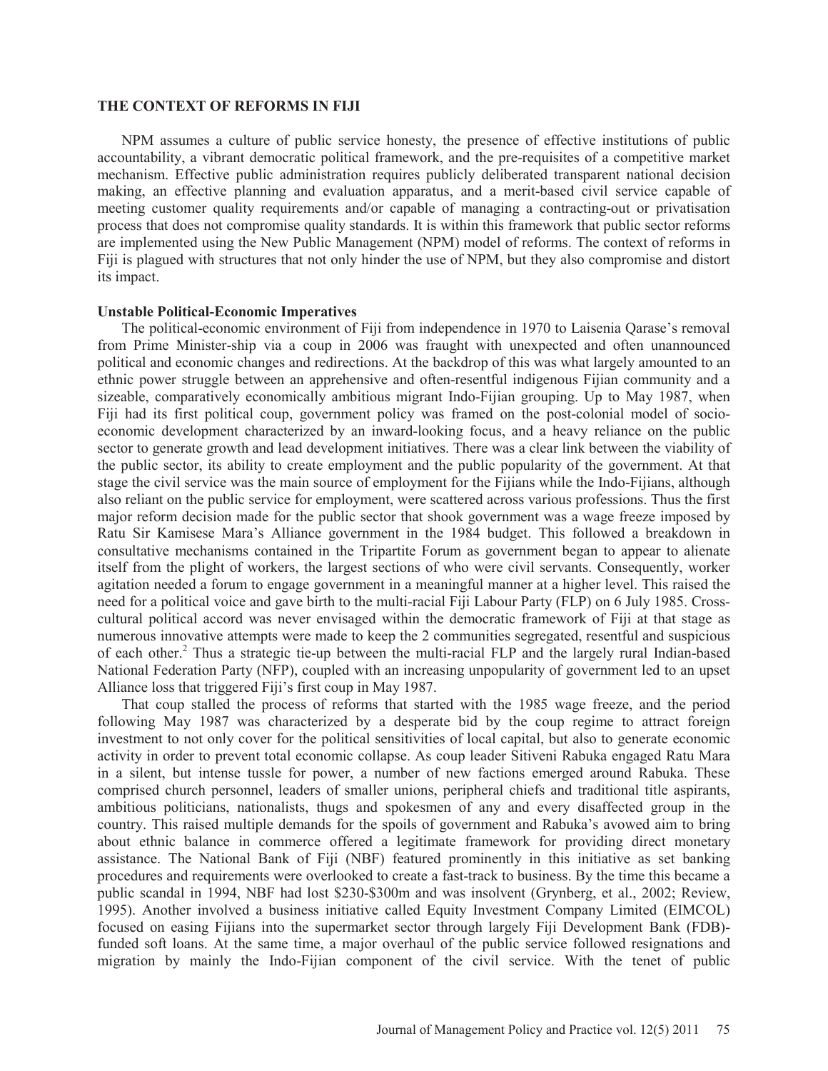## THE CONTEXT OF REFORMS IN FIJI

NPM assumes a culture of public service honesty, the presence of effective institutions of public accountability, a vibrant democratic political framework, and the pre-requisites of a competitive market mechanism. Effective public administration requires publicly deliberated transparent national decision making, an effective planning and evaluation apparatus, and a merit-based civil service capable of meeting customer quality requirements and/or capable of managing a contracting-out or privatisation process that does not compromise quality standards. It is within this framework that public sector reforms are implemented using the New Public Management (NPM) model of reforms. The context of reforms in Fiji is plagued with structures that not only hinder the use of NPM, but they also compromise and distort its impact.

### Unstable Political-Economic Imperatives

The political-economic environment of Fiji from independence in 1970 to Laisenia Qarase's removal from Prime Minister-ship via a coup in 2006 was fraught with unexpected and often unannounced political and economic changes and redirections. At the backdrop of this was what largely amounted to an ethnic power struggle between an apprehensive and often-resentful indigenous Fijian community and a sizeable, comparatively economically ambitious migrant Indo-Fijian grouping. Up to May 1987, when Fiji had its first political coup, government policy was framed on the post-colonial model of socio-economic development characterized by an inward-looking focus, and a heavy reliance on the public sector to generate growth and lead development initiatives. There was a clear link between the viability of the public sector, its ability to create employment and the public popularity of the government. At that stage the civil service was the main source of employment for the Fijians while the Indo-Fijians, although also reliant on the public service for employment, were scattered across various professions. Thus the first major reform decision made for the public sector that shook government was a wage freeze imposed by Ratu Sir Kamisese Mara's Alliance government in the 1984 budget. This followed a breakdown in consultative mechanisms contained in the Tripartite Forum as government began to appear to alienate itself from the plight of workers, the largest sections of who were civil servants. Consequently, worker agitation needed a forum to engage government in a meaningful manner at a higher level. This raised the need for a political voice and gave birth to the multi-racial Fiji Labour Party (FLP) on 6 July 1985. Cross-cultural political accord was never envisaged within the democratic framework of Fiji at that stage as numerous innovative attempts were made to keep the 2 communities segregated, resentful and suspicious of each other.[2] Thus a strategic tie-up between the multi-racial FLP and the largely rural Indian-based National Federation Party (NFP), coupled with an increasing unpopularity of government led to an upset Alliance loss that triggered Fiji's first coup in May 1987.

That coup stalled the process of reforms that started with the 1985 wage freeze, and the period following May 1987 was characterized by a desperate bid by the coup regime to attract foreign investment to not only cover for the political sensitivities of local capital, but also to generate economic activity in order to prevent total economic collapse. As coup leader Sitiveni Rabuka engaged Ratu Mara in a silent, but intense tussle for power, a number of new factions emerged around Rabuka. These comprised church personnel, leaders of smaller unions, peripheral chiefs and traditional title aspirants, ambitious politicians, nationalists, thugs and spokesmen of any and every disaffected group in the country. This raised multiple demands for the spoils of government and Rabuka's avowed aim to bring about ethnic balance in commerce offered a legitimate framework for providing direct monetary assistance. The National Bank of Fiji (NBF) featured prominently in this initiative as set banking procedures and requirements were overlooked to create a fast-track to business. By the time this became a public scandal in 1994, NBF had lost \$230-\$300m and was insolvent (Grynberg, et al., 2002; Review, 1995). Another involved a business initiative called Equity Investment Company Limited (EIMCOL) focused on easing Fijians into the supermarket sector through largely Fiji Development Bank (FDB)-funded soft loans. At the same time, a major overhaul of the public service followed resignations and migration by mainly the Indo-Fijian component of the civil service. With the tenet of public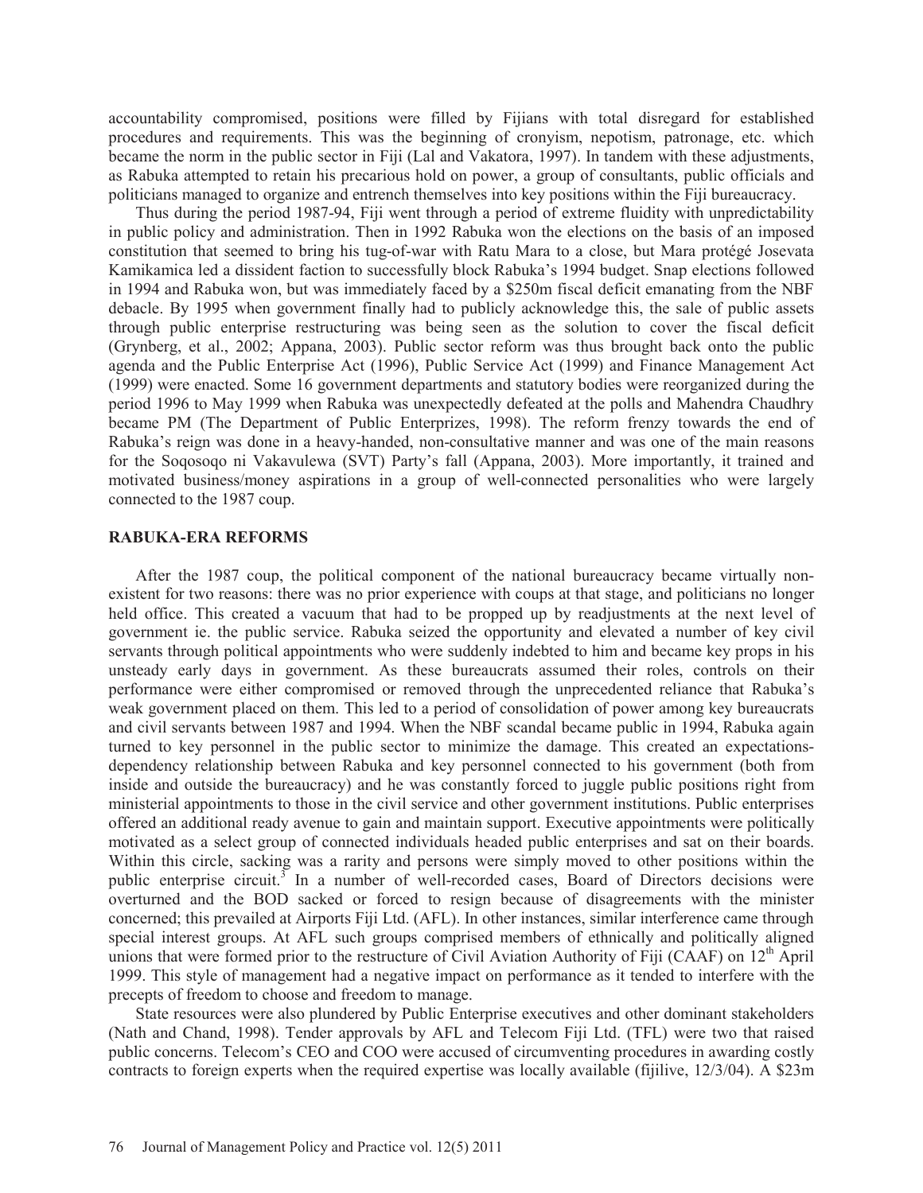accountability compromised, positions were filled by Fijians with total disregard for established procedures and requirements. This was the beginning of cronyism, nepotism, patronage, etc. which became the norm in the public sector in Fiji (Lal and Vakatora, 1997). In tandem with these adjustments, as Rabuka attempted to retain his precarious hold on power, a group of consultants, public officials and politicians managed to organize and entrench themselves into key positions within the Fiji bureaucracy.

Thus during the period 1987-94, Fiji went through a period of extreme fluidity with unpredictability in public policy and administration. Then in 1992 Rabuka won the elections on the basis of an imposed constitution that seemed to bring his tug-of-war with Ratu Mara to a close, but Mara protégé Josevata Kamikamica led a dissident faction to successfully block Rabuka's 1994 budget. Snap elections followed in 1994 and Rabuka won, but was immediately faced by a \$250m fiscal deficit emanating from the NBF debacle. By 1995 when government finally had to publicly acknowledge this, the sale of public assets through public enterprise restructuring was being seen as the solution to cover the fiscal deficit (Grynberg, et al., 2002; Appana, 2003). Public sector reform was thus brought back onto the public agenda and the Public Enterprise Act (1996), Public Service Act (1999) and Finance Management Act (1999) were enacted. Some 16 government departments and statutory bodies were reorganized during the period 1996 to May 1999 when Rabuka was unexpectedly defeated at the polls and Mahendra Chaudhry became PM (The Department of Public Enterprizes, 1998). The reform frenzy towards the end of Rabuka's reign was done in a heavy-handed, non-consultative manner and was one of the main reasons for the Soqosoqo ni Vakavulewa (SVT) Party's fall (Appana, 2003). More importantly, it trained and motivated business/money aspirations in a group of well-connected personalities who were largely connected to the 1987 coup.

## RABUKA-ERA REFORMS

After the 1987 coup, the political component of the national bureaucracy became virtually non-existent for two reasons: there was no prior experience with coups at that stage, and politicians no longer held office. This created a vacuum that had to be propped up by readjustments at the next level of government ie. the public service. Rabuka seized the opportunity and elevated a number of key civil servants through political appointments who were suddenly indebted to him and became key props in his unsteady early days in government. As these bureaucrats assumed their roles, controls on their performance were either compromised or removed through the unprecedented reliance that Rabuka's weak government placed on them. This led to a period of consolidation of power among key bureaucrats and civil servants between 1987 and 1994. When the NBF scandal became public in 1994, Rabuka again turned to key personnel in the public sector to minimize the damage. This created an expectations-dependency relationship between Rabuka and key personnel connected to his government (both from inside and outside the bureaucracy) and he was constantly forced to juggle public positions right from ministerial appointments to those in the civil service and other government institutions. Public enterprises offered an additional ready avenue to gain and maintain support. Executive appointments were politically motivated as a select group of connected individuals headed public enterprises and sat on their boards. Within this circle, sacking was a rarity and persons were simply moved to other positions within the public enterprise circuit.[3] In a number of well-recorded cases, Board of Directors decisions were overturned and the BOD sacked or forced to resign because of disagreements with the minister concerned; this prevailed at Airports Fiji Ltd. (AFL). In other instances, similar interference came through special interest groups. At AFL such groups comprised members of ethnically and politically aligned unions that were formed prior to the restructure of Civil Aviation Authority of Fiji (CAAF) on 12th April 1999. This style of management had a negative impact on performance as it tended to interfere with the precepts of freedom to choose and freedom to manage.

State resources were also plundered by Public Enterprise executives and other dominant stakeholders (Nath and Chand, 1998). Tender approvals by AFL and Telecom Fiji Ltd. (TFL) were two that raised public concerns. Telecom's CEO and COO were accused of circumventing procedures in awarding costly contracts to foreign experts when the required expertise was locally available (fijilive, 12/3/04). A \$23m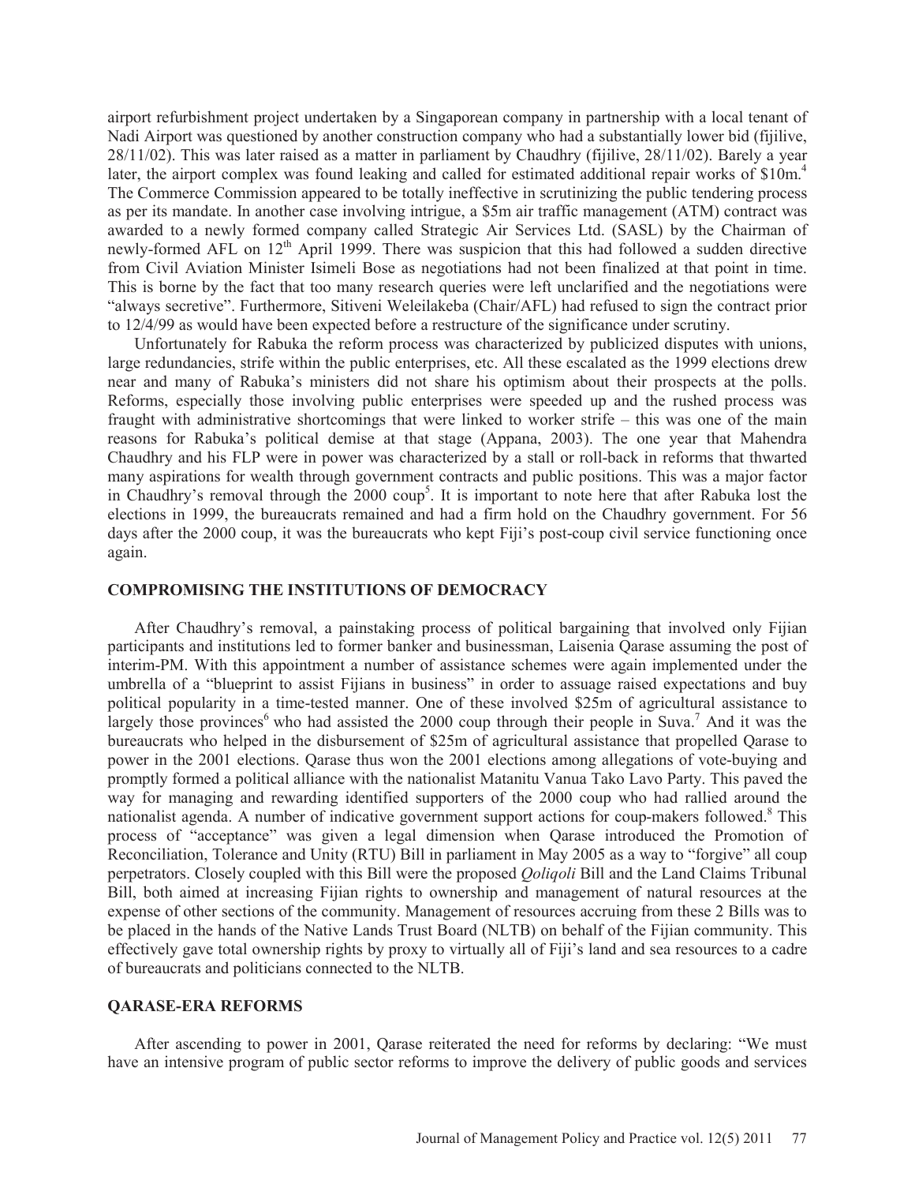airport refurbishment project undertaken by a Singaporean company in partnership with a local tenant of Nadi Airport was questioned by another construction company who had a substantially lower bid (fijilive, 28/11/02). This was later raised as a matter in parliament by Chaudhry (fijilive, 28/11/02). Barely a year later, the airport complex was found leaking and called for estimated additional repair works of $10m.[4] The Commerce Commission appeared to be totally ineffective in scrutinizing the public tendering process as per its mandate. In another case involving intrigue, a $5m air traffic management (ATM) contract was awarded to a newly formed company called Strategic Air Services Ltd. (SASL) by the Chairman of newly-formed AFL on 12[th] April 1999. There was suspicion that this had followed a sudden directive from Civil Aviation Minister Isimeli Bose as negotiations had not been finalized at that point in time. This is borne by the fact that too many research queries were left unclarified and the negotiations were "always secretive". Furthermore, Sitiveni Weleilakeba (Chair/AFL) had refused to sign the contract prior to 12/4/99 as would have been expected before a restructure of the significance under scrutiny.

Unfortunately for Rabuka the reform process was characterized by publicized disputes with unions, large redundancies, strife within the public enterprises, etc. All these escalated as the 1999 elections drew near and many of Rabuka's ministers did not share his optimism about their prospects at the polls. Reforms, especially those involving public enterprises were speeded up and the rushed process was fraught with administrative shortcomings that were linked to worker strife – this was one of the main reasons for Rabuka's political demise at that stage (Appana, 2003). The one year that Mahendra Chaudhry and his FLP were in power was characterized by a stall or roll-back in reforms that thwarted many aspirations for wealth through government contracts and public positions. This was a major factor in Chaudhry's removal through the 2000 coup[5]. It is important to note here that after Rabuka lost the elections in 1999, the bureaucrats remained and had a firm hold on the Chaudhry government. For 56 days after the 2000 coup, it was the bureaucrats who kept Fiji's post-coup civil service functioning once again.

## COMPROMISING THE INSTITUTIONS OF DEMOCRACY

After Chaudhry's removal, a painstaking process of political bargaining that involved only Fijian participants and institutions led to former banker and businessman, Laisenia Qarase assuming the post of interim-PM. With this appointment a number of assistance schemes were again implemented under the umbrella of a "blueprint to assist Fijians in business" in order to assuage raised expectations and buy political popularity in a time-tested manner. One of these involved $25m of agricultural assistance to largely those provinces[6] who had assisted the 2000 coup through their people in Suva.[7] And it was the bureaucrats who helped in the disbursement of $25m of agricultural assistance that propelled Qarase to power in the 2001 elections. Qarase thus won the 2001 elections among allegations of vote-buying and promptly formed a political alliance with the nationalist Matanitu Vanua Tako Lavo Party. This paved the way for managing and rewarding identified supporters of the 2000 coup who had rallied around the nationalist agenda. A number of indicative government support actions for coup-makers followed.[8] This process of "acceptance" was given a legal dimension when Qarase introduced the Promotion of Reconciliation, Tolerance and Unity (RTU) Bill in parliament in May 2005 as a way to "forgive" all coup perpetrators. Closely coupled with this Bill were the proposed *Qoliqoli* Bill and the Land Claims Tribunal Bill, both aimed at increasing Fijian rights to ownership and management of natural resources at the expense of other sections of the community. Management of resources accruing from these 2 Bills was to be placed in the hands of the Native Lands Trust Board (NLTB) on behalf of the Fijian community. This effectively gave total ownership rights by proxy to virtually all of Fiji's land and sea resources to a cadre of bureaucrats and politicians connected to the NLTB.

## QARASE-ERA REFORMS

After ascending to power in 2001, Qarase reiterated the need for reforms by declaring: "We must have an intensive program of public sector reforms to improve the delivery of public goods and services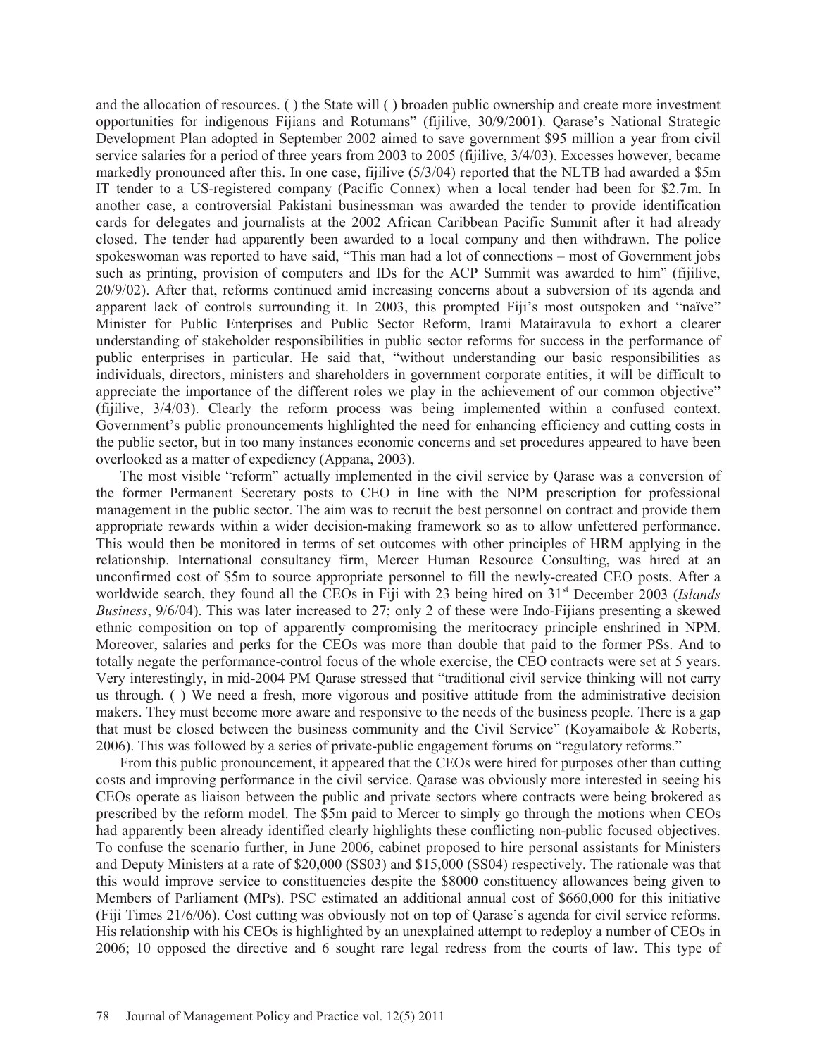and the allocation of resources. ( ) the State will ( ) broaden public ownership and create more investment opportunities for indigenous Fijians and Rotumans" (fijilive, 30/9/2001). Qarase's National Strategic Development Plan adopted in September 2002 aimed to save government $95 million a year from civil service salaries for a period of three years from 2003 to 2005 (fijilive, 3/4/03). Excesses however, became markedly pronounced after this. In one case, fijilive (5/3/04) reported that the NLTB had awarded a $5m IT tender to a US-registered company (Pacific Connex) when a local tender had been for $2.7m. In another case, a controversial Pakistani businessman was awarded the tender to provide identification cards for delegates and journalists at the 2002 African Caribbean Pacific Summit after it had already closed. The tender had apparently been awarded to a local company and then withdrawn. The police spokeswoman was reported to have said, "This man had a lot of connections – most of Government jobs such as printing, provision of computers and IDs for the ACP Summit was awarded to him" (fijilive, 20/9/02). After that, reforms continued amid increasing concerns about a subversion of its agenda and apparent lack of controls surrounding it. In 2003, this prompted Fiji's most outspoken and "naïve" Minister for Public Enterprises and Public Sector Reform, Irami Matairavula to exhort a clearer understanding of stakeholder responsibilities in public sector reforms for success in the performance of public enterprises in particular. He said that, "without understanding our basic responsibilities as individuals, directors, ministers and shareholders in government corporate entities, it will be difficult to appreciate the importance of the different roles we play in the achievement of our common objective" (fijilive, 3/4/03). Clearly the reform process was being implemented within a confused context. Government's public pronouncements highlighted the need for enhancing efficiency and cutting costs in the public sector, but in too many instances economic concerns and set procedures appeared to have been overlooked as a matter of expediency (Appana, 2003).

The most visible "reform" actually implemented in the civil service by Qarase was a conversion of the former Permanent Secretary posts to CEO in line with the NPM prescription for professional management in the public sector. The aim was to recruit the best personnel on contract and provide them appropriate rewards within a wider decision-making framework so as to allow unfettered performance. This would then be monitored in terms of set outcomes with other principles of HRM applying in the relationship. International consultancy firm, Mercer Human Resource Consulting, was hired at an unconfirmed cost of $5m to source appropriate personnel to fill the newly-created CEO posts. After a worldwide search, they found all the CEOs in Fiji with 23 being hired on 31st December 2003 (*Islands Business*, 9/6/04). This was later increased to 27; only 2 of these were Indo-Fijians presenting a skewed ethnic composition on top of apparently compromising the meritocracy principle enshrined in NPM. Moreover, salaries and perks for the CEOs was more than double that paid to the former PSs. And to totally negate the performance-control focus of the whole exercise, the CEO contracts were set at 5 years. Very interestingly, in mid-2004 PM Qarase stressed that "traditional civil service thinking will not carry us through. ( ) We need a fresh, more vigorous and positive attitude from the administrative decision makers. They must become more aware and responsive to the needs of the business people. There is a gap that must be closed between the business community and the Civil Service" (Koyamaibole & Roberts, 2006). This was followed by a series of private-public engagement forums on "regulatory reforms."

From this public pronouncement, it appeared that the CEOs were hired for purposes other than cutting costs and improving performance in the civil service. Qarase was obviously more interested in seeing his CEOs operate as liaison between the public and private sectors where contracts were being brokered as prescribed by the reform model. The $5m paid to Mercer to simply go through the motions when CEOs had apparently been already identified clearly highlights these conflicting non-public focused objectives. To confuse the scenario further, in June 2006, cabinet proposed to hire personal assistants for Ministers and Deputy Ministers at a rate of $20,000 (SS03) and $15,000 (SS04) respectively. The rationale was that this would improve service to constituencies despite the $8000 constituency allowances being given to Members of Parliament (MPs). PSC estimated an additional annual cost of $660,000 for this initiative (Fiji Times 21/6/06). Cost cutting was obviously not on top of Qarase's agenda for civil service reforms. His relationship with his CEOs is highlighted by an unexplained attempt to redeploy a number of CEOs in 2006; 10 opposed the directive and 6 sought rare legal redress from the courts of law. This type of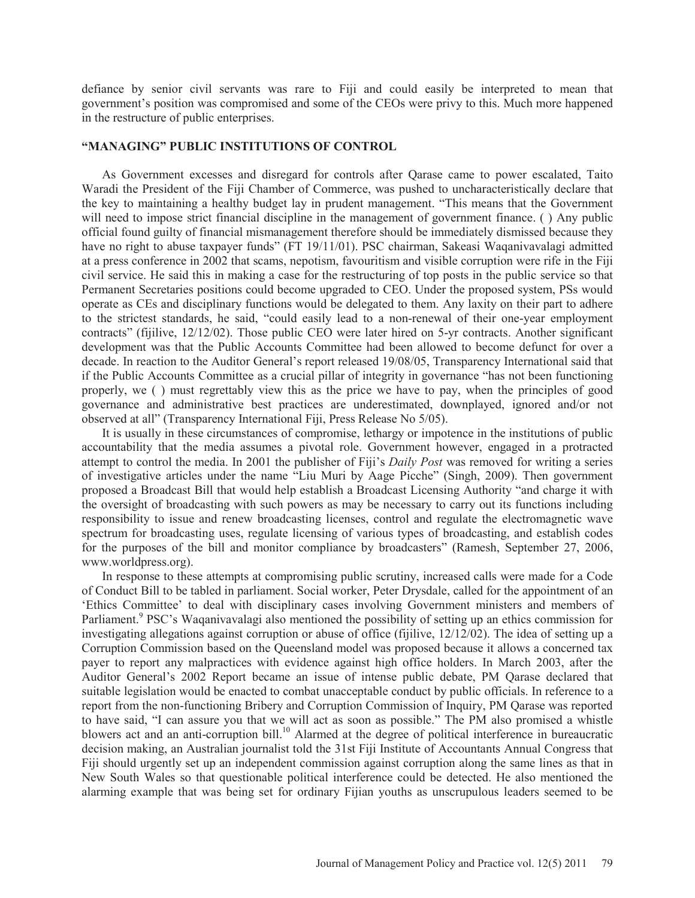defiance by senior civil servants was rare to Fiji and could easily be interpreted to mean that government's position was compromised and some of the CEOs were privy to this. Much more happened in the restructure of public enterprises.

## "MANAGING" PUBLIC INSTITUTIONS OF CONTROL

As Government excesses and disregard for controls after Qarase came to power escalated, Taito Waradi the President of the Fiji Chamber of Commerce, was pushed to uncharacteristically declare that the key to maintaining a healthy budget lay in prudent management. "This means that the Government will need to impose strict financial discipline in the management of government finance. ( ) Any public official found guilty of financial mismanagement therefore should be immediately dismissed because they have no right to abuse taxpayer funds" (FT 19/11/01). PSC chairman, Sakeasi Waqanivavalagi admitted at a press conference in 2002 that scams, nepotism, favouritism and visible corruption were rife in the Fiji civil service. He said this in making a case for the restructuring of top posts in the public service so that Permanent Secretaries positions could become upgraded to CEO. Under the proposed system, PSs would operate as CEs and disciplinary functions would be delegated to them. Any laxity on their part to adhere to the strictest standards, he said, "could easily lead to a non-renewal of their one-year employment contracts" (fijilive, 12/12/02). Those public CEO were later hired on 5-yr contracts. Another significant development was that the Public Accounts Committee had been allowed to become defunct for over a decade. In reaction to the Auditor General's report released 19/08/05, Transparency International said that if the Public Accounts Committee as a crucial pillar of integrity in governance "has not been functioning properly, we ( ) must regrettably view this as the price we have to pay, when the principles of good governance and administrative best practices are underestimated, downplayed, ignored and/or not observed at all" (Transparency International Fiji, Press Release No 5/05).

It is usually in these circumstances of compromise, lethargy or impotence in the institutions of public accountability that the media assumes a pivotal role. Government however, engaged in a protracted attempt to control the media. In 2001 the publisher of Fiji's *Daily Post* was removed for writing a series of investigative articles under the name "Liu Muri by Aage Picche" (Singh, 2009). Then government proposed a Broadcast Bill that would help establish a Broadcast Licensing Authority "and charge it with the oversight of broadcasting with such powers as may be necessary to carry out its functions including responsibility to issue and renew broadcasting licenses, control and regulate the electromagnetic wave spectrum for broadcasting uses, regulate licensing of various types of broadcasting, and establish codes for the purposes of the bill and monitor compliance by broadcasters" (Ramesh, September 27, 2006, www.worldpress.org).

In response to these attempts at compromising public scrutiny, increased calls were made for a Code of Conduct Bill to be tabled in parliament. Social worker, Peter Drysdale, called for the appointment of an 'Ethics Committee' to deal with disciplinary cases involving Government ministers and members of Parliament.[9] PSC's Waqanivavalagi also mentioned the possibility of setting up an ethics commission for investigating allegations against corruption or abuse of office (fijilive, 12/12/02). The idea of setting up a Corruption Commission based on the Queensland model was proposed because it allows a concerned tax payer to report any malpractices with evidence against high office holders. In March 2003, after the Auditor General's 2002 Report became an issue of intense public debate, PM Qarase declared that suitable legislation would be enacted to combat unacceptable conduct by public officials. In reference to a report from the non-functioning Bribery and Corruption Commission of Inquiry, PM Qarase was reported to have said, "I can assure you that we will act as soon as possible." The PM also promised a whistle blowers act and an anti-corruption bill.[10] Alarmed at the degree of political interference in bureaucratic decision making, an Australian journalist told the 31st Fiji Institute of Accountants Annual Congress that Fiji should urgently set up an independent commission against corruption along the same lines as that in New South Wales so that questionable political interference could be detected. He also mentioned the alarming example that was being set for ordinary Fijian youths as unscrupulous leaders seemed to be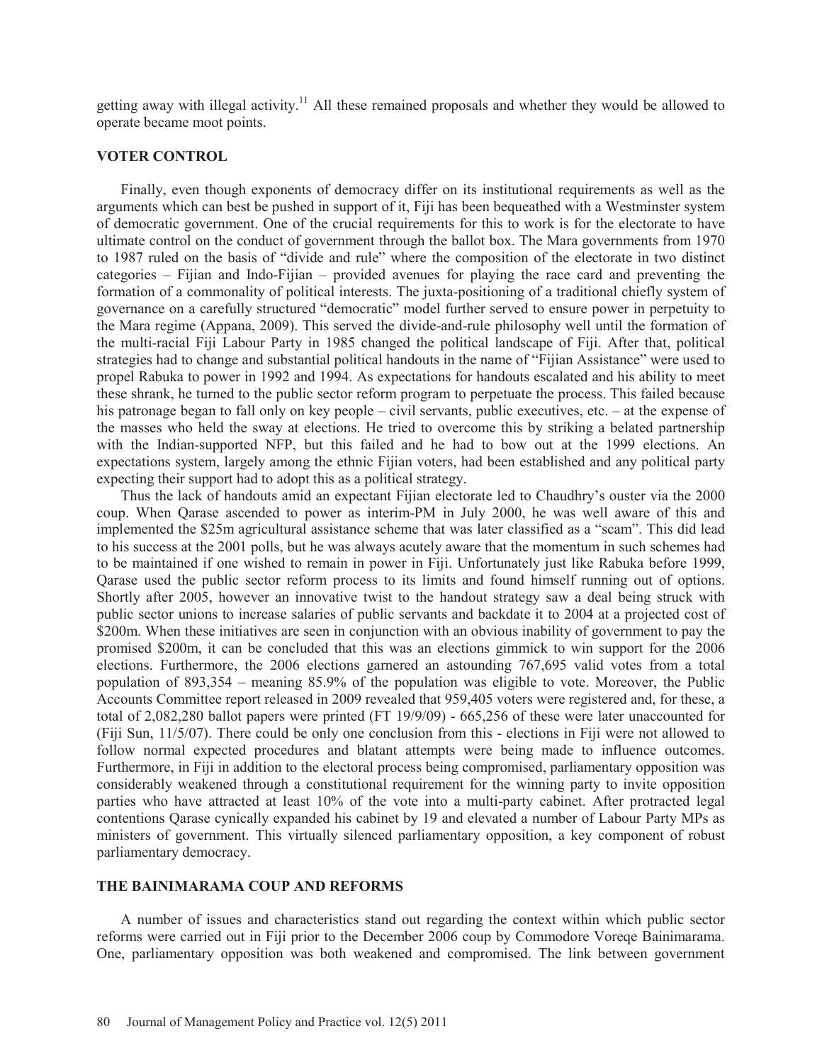getting away with illegal activity.[11] All these remained proposals and whether they would be allowed to operate became moot points.

## VOTER CONTROL

Finally, even though exponents of democracy differ on its institutional requirements as well as the arguments which can best be pushed in support of it, Fiji has been bequeathed with a Westminster system of democratic government. One of the crucial requirements for this to work is for the electorate to have ultimate control on the conduct of government through the ballot box. The Mara governments from 1970 to 1987 ruled on the basis of "divide and rule" where the composition of the electorate in two distinct categories – Fijian and Indo-Fijian – provided avenues for playing the race card and preventing the formation of a commonality of political interests. The juxta-positioning of a traditional chiefly system of governance on a carefully structured "democratic" model further served to ensure power in perpetuity to the Mara regime (Appana, 2009). This served the divide-and-rule philosophy well until the formation of the multi-racial Fiji Labour Party in 1985 changed the political landscape of Fiji. After that, political strategies had to change and substantial political handouts in the name of "Fijian Assistance" were used to propel Rabuka to power in 1992 and 1994. As expectations for handouts escalated and his ability to meet these shrank, he turned to the public sector reform program to perpetuate the process. This failed because his patronage began to fall only on key people – civil servants, public executives, etc. – at the expense of the masses who held the sway at elections. He tried to overcome this by striking a belated partnership with the Indian-supported NFP, but this failed and he had to bow out at the 1999 elections. An expectations system, largely among the ethnic Fijian voters, had been established and any political party expecting their support had to adopt this as a political strategy.

Thus the lack of handouts amid an expectant Fijian electorate led to Chaudhry's ouster via the 2000 coup. When Qarase ascended to power as interim-PM in July 2000, he was well aware of this and implemented the $25m agricultural assistance scheme that was later classified as a "scam". This did lead to his success at the 2001 polls, but he was always acutely aware that the momentum in such schemes had to be maintained if one wished to remain in power in Fiji. Unfortunately just like Rabuka before 1999, Qarase used the public sector reform process to its limits and found himself running out of options. Shortly after 2005, however an innovative twist to the handout strategy saw a deal being struck with public sector unions to increase salaries of public servants and backdate it to 2004 at a projected cost of $200m. When these initiatives are seen in conjunction with an obvious inability of government to pay the promised $200m, it can be concluded that this was an elections gimmick to win support for the 2006 elections. Furthermore, the 2006 elections garnered an astounding 767,695 valid votes from a total population of 893,354 – meaning 85.9% of the population was eligible to vote. Moreover, the Public Accounts Committee report released in 2009 revealed that 959,405 voters were registered and, for these, a total of 2,082,280 ballot papers were printed (FT 19/9/09) - 665,256 of these were later unaccounted for (Fiji Sun, 11/5/07). There could be only one conclusion from this - elections in Fiji were not allowed to follow normal expected procedures and blatant attempts were being made to influence outcomes. Furthermore, in Fiji in addition to the electoral process being compromised, parliamentary opposition was considerably weakened through a constitutional requirement for the winning party to invite opposition parties who have attracted at least 10% of the vote into a multi-party cabinet. After protracted legal contentions Qarase cynically expanded his cabinet by 19 and elevated a number of Labour Party MPs as ministers of government. This virtually silenced parliamentary opposition, a key component of robust parliamentary democracy.

## THE BAINIMARAMA COUP AND REFORMS

A number of issues and characteristics stand out regarding the context within which public sector reforms were carried out in Fiji prior to the December 2006 coup by Commodore Voreqe Bainimarama. One, parliamentary opposition was both weakened and compromised. The link between government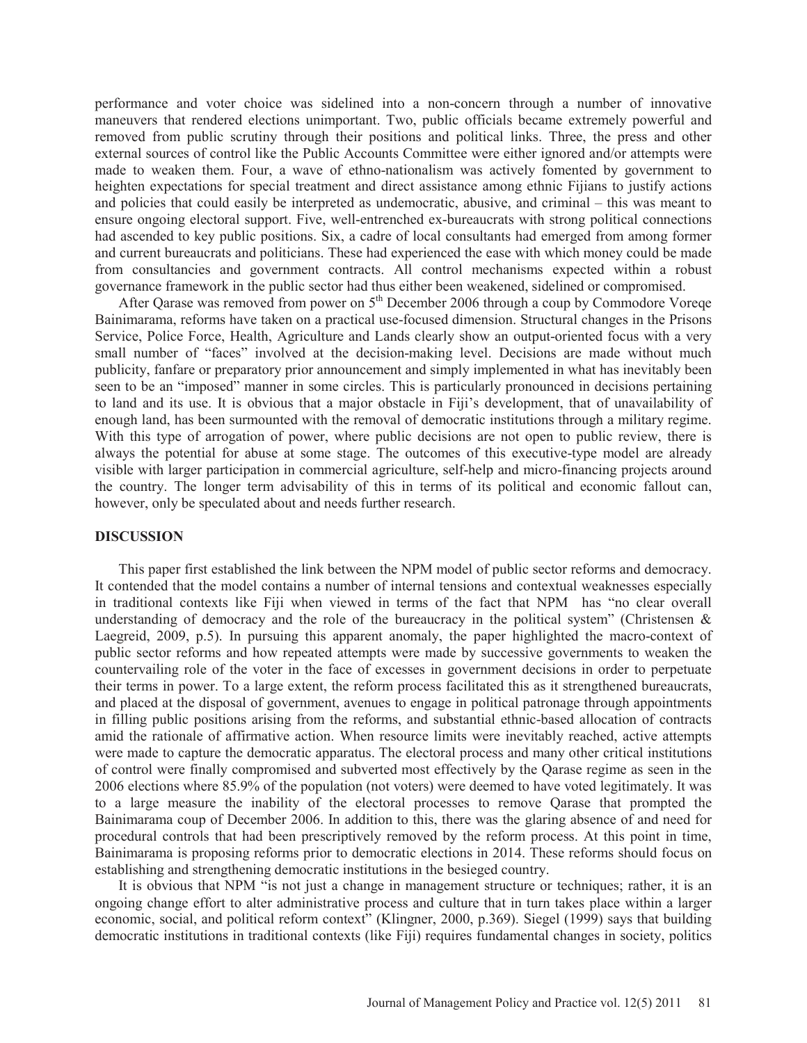performance and voter choice was sidelined into a non-concern through a number of innovative maneuvers that rendered elections unimportant. Two, public officials became extremely powerful and removed from public scrutiny through their positions and political links. Three, the press and other external sources of control like the Public Accounts Committee were either ignored and/or attempts were made to weaken them. Four, a wave of ethno-nationalism was actively fomented by government to heighten expectations for special treatment and direct assistance among ethnic Fijians to justify actions and policies that could easily be interpreted as undemocratic, abusive, and criminal – this was meant to ensure ongoing electoral support. Five, well-entrenched ex-bureaucrats with strong political connections had ascended to key public positions. Six, a cadre of local consultants had emerged from among former and current bureaucrats and politicians. These had experienced the ease with which money could be made from consultancies and government contracts. All control mechanisms expected within a robust governance framework in the public sector had thus either been weakened, sidelined or compromised.

After Qarase was removed from power on 5th December 2006 through a coup by Commodore Voreqe Bainimarama, reforms have taken on a practical use-focused dimension. Structural changes in the Prisons Service, Police Force, Health, Agriculture and Lands clearly show an output-oriented focus with a very small number of "faces" involved at the decision-making level. Decisions are made without much publicity, fanfare or preparatory prior announcement and simply implemented in what has inevitably been seen to be an "imposed" manner in some circles. This is particularly pronounced in decisions pertaining to land and its use. It is obvious that a major obstacle in Fiji's development, that of unavailability of enough land, has been surmounted with the removal of democratic institutions through a military regime. With this type of arrogation of power, where public decisions are not open to public review, there is always the potential for abuse at some stage. The outcomes of this executive-type model are already visible with larger participation in commercial agriculture, self-help and micro-financing projects around the country. The longer term advisability of this in terms of its political and economic fallout can, however, only be speculated about and needs further research.

## DISCUSSION

This paper first established the link between the NPM model of public sector reforms and democracy. It contended that the model contains a number of internal tensions and contextual weaknesses especially in traditional contexts like Fiji when viewed in terms of the fact that NPM has "no clear overall understanding of democracy and the role of the bureaucracy in the political system" (Christensen & Laegreid, 2009, p.5). In pursuing this apparent anomaly, the paper highlighted the macro-context of public sector reforms and how repeated attempts were made by successive governments to weaken the countervailing role of the voter in the face of excesses in government decisions in order to perpetuate their terms in power. To a large extent, the reform process facilitated this as it strengthened bureaucrats, and placed at the disposal of government, avenues to engage in political patronage through appointments in filling public positions arising from the reforms, and substantial ethnic-based allocation of contracts amid the rationale of affirmative action. When resource limits were inevitably reached, active attempts were made to capture the democratic apparatus. The electoral process and many other critical institutions of control were finally compromised and subverted most effectively by the Qarase regime as seen in the 2006 elections where 85.9% of the population (not voters) were deemed to have voted legitimately. It was to a large measure the inability of the electoral processes to remove Qarase that prompted the Bainimarama coup of December 2006. In addition to this, there was the glaring absence of and need for procedural controls that had been prescriptively removed by the reform process. At this point in time, Bainimarama is proposing reforms prior to democratic elections in 2014. These reforms should focus on establishing and strengthening democratic institutions in the besieged country.

It is obvious that NPM "is not just a change in management structure or techniques; rather, it is an ongoing change effort to alter administrative process and culture that in turn takes place within a larger economic, social, and political reform context" (Klingner, 2000, p.369). Siegel (1999) says that building democratic institutions in traditional contexts (like Fiji) requires fundamental changes in society, politics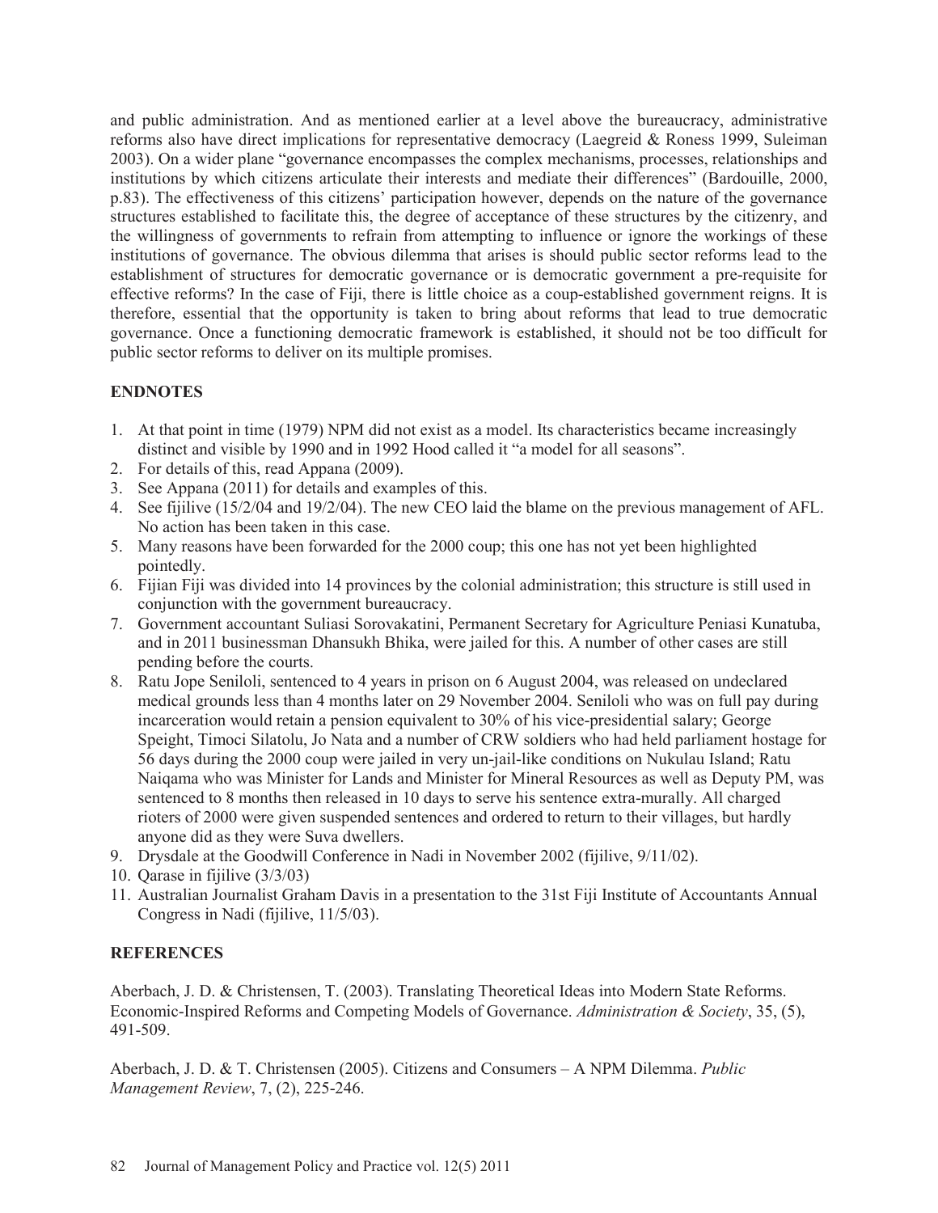and public administration. And as mentioned earlier at a level above the bureaucracy, administrative reforms also have direct implications for representative democracy (Laegreid & Roness 1999, Suleiman 2003). On a wider plane "governance encompasses the complex mechanisms, processes, relationships and institutions by which citizens articulate their interests and mediate their differences" (Bardouille, 2000, p.83). The effectiveness of this citizens' participation however, depends on the nature of the governance structures established to facilitate this, the degree of acceptance of these structures by the citizenry, and the willingness of governments to refrain from attempting to influence or ignore the workings of these institutions of governance. The obvious dilemma that arises is should public sector reforms lead to the establishment of structures for democratic governance or is democratic government a pre-requisite for effective reforms? In the case of Fiji, there is little choice as a coup-established government reigns. It is therefore, essential that the opportunity is taken to bring about reforms that lead to true democratic governance. Once a functioning democratic framework is established, it should not be too difficult for public sector reforms to deliver on its multiple promises.

## ENDNOTES

1. At that point in time (1979) NPM did not exist as a model. Its characteristics became increasingly distinct and visible by 1990 and in 1992 Hood called it "a model for all seasons".
2. For details of this, read Appana (2009).
3. See Appana (2011) for details and examples of this.
4. See fijilive (15/2/04 and 19/2/04). The new CEO laid the blame on the previous management of AFL. No action has been taken in this case.
5. Many reasons have been forwarded for the 2000 coup; this one has not yet been highlighted pointedly.
6. Fijian Fiji was divided into 14 provinces by the colonial administration; this structure is still used in conjunction with the government bureaucracy.
7. Government accountant Suliasi Sorovakatini, Permanent Secretary for Agriculture Peniasi Kunatuba, and in 2011 businessman Dhansukh Bhika, were jailed for this. A number of other cases are still pending before the courts.
8. Ratu Jope Seniloli, sentenced to 4 years in prison on 6 August 2004, was released on undeclared medical grounds less than 4 months later on 29 November 2004. Seniloli who was on full pay during incarceration would retain a pension equivalent to 30% of his vice-presidential salary; George Speight, Timoci Silatolu, Jo Nata and a number of CRW soldiers who had held parliament hostage for 56 days during the 2000 coup were jailed in very un-jail-like conditions on Nukulau Island; Ratu Naiqama who was Minister for Lands and Minister for Mineral Resources as well as Deputy PM, was sentenced to 8 months then released in 10 days to serve his sentence extra-murally. All charged rioters of 2000 were given suspended sentences and ordered to return to their villages, but hardly anyone did as they were Suva dwellers.
9. Drysdale at the Goodwill Conference in Nadi in November 2002 (fijilive, 9/11/02).
10. Qarase in fijilive (3/3/03)
11. Australian Journalist Graham Davis in a presentation to the 31st Fiji Institute of Accountants Annual Congress in Nadi (fijilive, 11/5/03).

## REFERENCES

Aberbach, J. D. & Christensen, T. (2003). Translating Theoretical Ideas into Modern State Reforms. Economic-Inspired Reforms and Competing Models of Governance. *Administration & Society*, 35, (5), 491-509.

Aberbach, J. D. & T. Christensen (2005). Citizens and Consumers – A NPM Dilemma. *Public Management Review*, 7, (2), 225-246.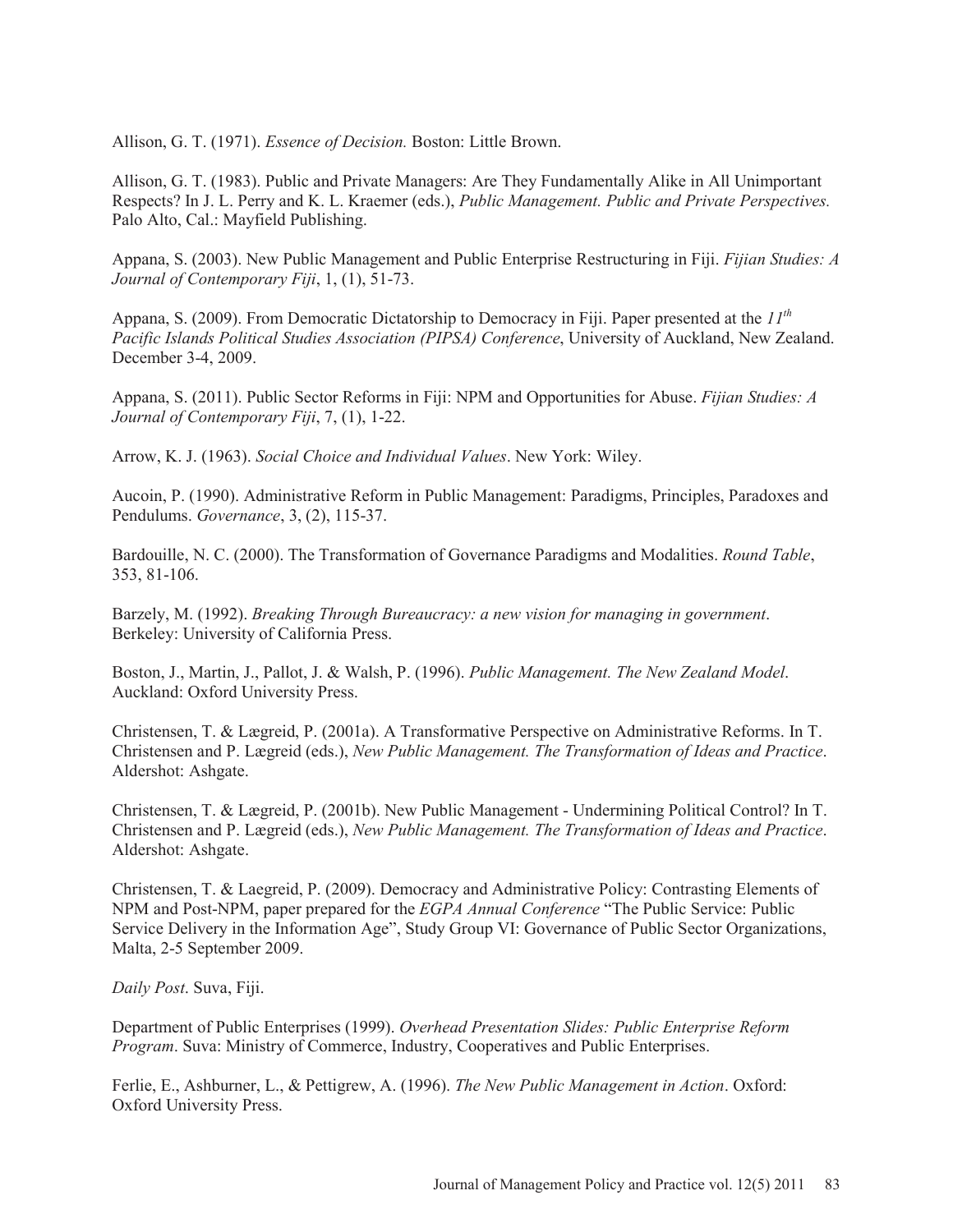Allison, G. T. (1971). *Essence of Decision.* Boston: Little Brown.

Allison, G. T. (1983). Public and Private Managers: Are They Fundamentally Alike in All Unimportant Respects? In J. L. Perry and K. L. Kraemer (eds.), *Public Management. Public and Private Perspectives.* Palo Alto, Cal.: Mayfield Publishing.

Appana, S. (2003). New Public Management and Public Enterprise Restructuring in Fiji. *Fijian Studies: A Journal of Contemporary Fiji*, 1, (1), 51-73.

Appana, S. (2009). From Democratic Dictatorship to Democracy in Fiji. Paper presented at the *11th Pacific Islands Political Studies Association (PIPSA) Conference*, University of Auckland, New Zealand. December 3-4, 2009.

Appana, S. (2011). Public Sector Reforms in Fiji: NPM and Opportunities for Abuse. *Fijian Studies: A Journal of Contemporary Fiji*, 7, (1), 1-22.

Arrow, K. J. (1963). *Social Choice and Individual Values*. New York: Wiley.

Aucoin, P. (1990). Administrative Reform in Public Management: Paradigms, Principles, Paradoxes and Pendulums. *Governance*, 3, (2), 115-37.

Bardouille, N. C. (2000). The Transformation of Governance Paradigms and Modalities. *Round Table*, 353, 81-106.

Barzely, M. (1992). *Breaking Through Bureaucracy: a new vision for managing in government*. Berkeley: University of California Press.

Boston, J., Martin, J., Pallot, J. & Walsh, P. (1996). *Public Management. The New Zealand Model*. Auckland: Oxford University Press.

Christensen, T. & Lægreid, P. (2001a). A Transformative Perspective on Administrative Reforms. In T. Christensen and P. Lægreid (eds.), *New Public Management. The Transformation of Ideas and Practice*. Aldershot: Ashgate.

Christensen, T. & Lægreid, P. (2001b). New Public Management - Undermining Political Control? In T. Christensen and P. Lægreid (eds.), *New Public Management. The Transformation of Ideas and Practice*. Aldershot: Ashgate.

Christensen, T. & Laegreid, P. (2009). Democracy and Administrative Policy: Contrasting Elements of NPM and Post-NPM, paper prepared for the *EGPA Annual Conference* "The Public Service: Public Service Delivery in the Information Age", Study Group VI: Governance of Public Sector Organizations, Malta, 2-5 September 2009.

*Daily Post*. Suva, Fiji.

Department of Public Enterprises (1999). *Overhead Presentation Slides: Public Enterprise Reform Program*. Suva: Ministry of Commerce, Industry, Cooperatives and Public Enterprises.

Ferlie, E., Ashburner, L., & Pettigrew, A. (1996). *The New Public Management in Action*. Oxford: Oxford University Press.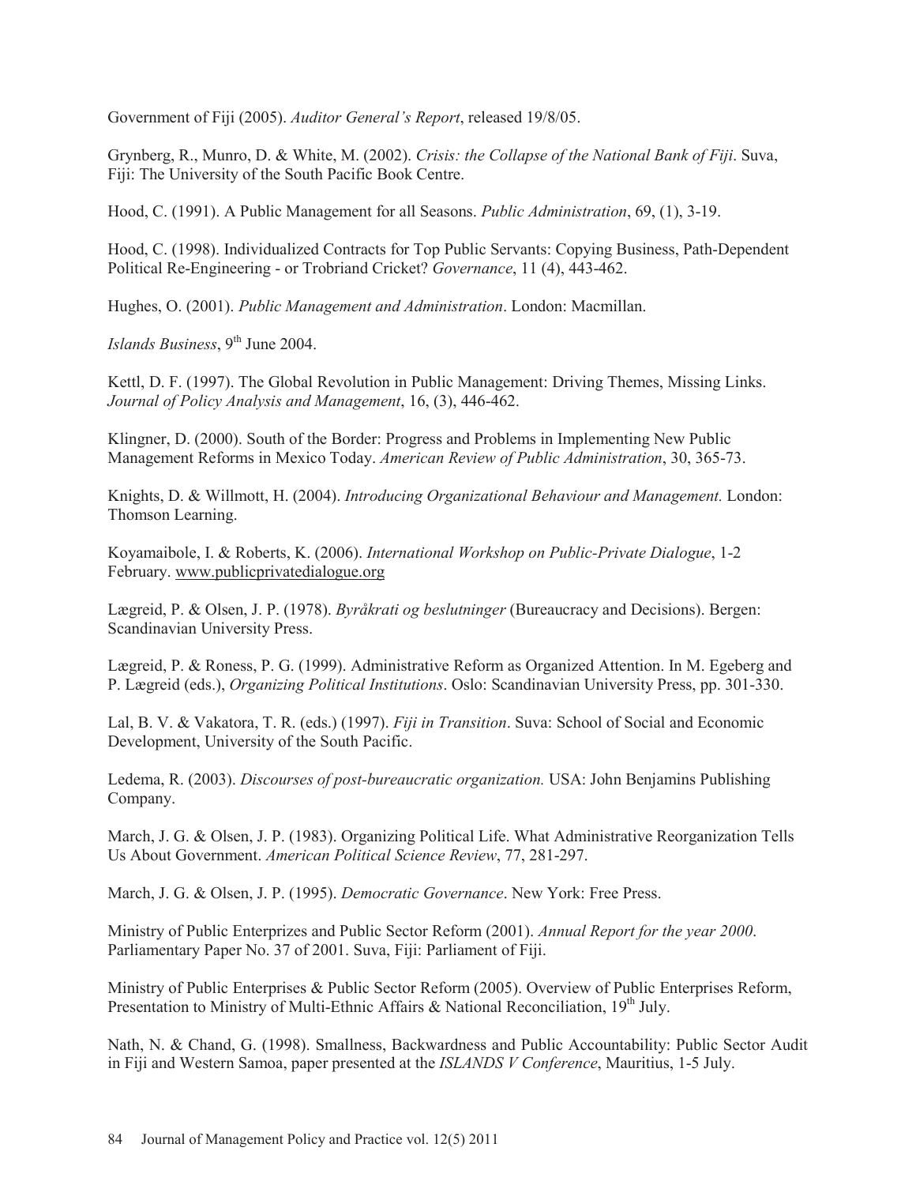Government of Fiji (2005). *Auditor General's Report*, released 19/8/05.

Grynberg, R., Munro, D. & White, M. (2002). *Crisis: the Collapse of the National Bank of Fiji*. Suva, Fiji: The University of the South Pacific Book Centre.

Hood, C. (1991). A Public Management for all Seasons. *Public Administration*, 69, (1), 3-19.

Hood, C. (1998). Individualized Contracts for Top Public Servants: Copying Business, Path-Dependent Political Re-Engineering - or Trobriand Cricket? *Governance*, 11 (4), 443-462.

Hughes, O. (2001). *Public Management and Administration*. London: Macmillan.

*Islands Business*, 9th June 2004.

Kettl, D. F. (1997). The Global Revolution in Public Management: Driving Themes, Missing Links. *Journal of Policy Analysis and Management*, 16, (3), 446-462.

Klingner, D. (2000). South of the Border: Progress and Problems in Implementing New Public Management Reforms in Mexico Today. *American Review of Public Administration*, 30, 365-73.

Knights, D. & Willmott, H. (2004). *Introducing Organizational Behaviour and Management.* London: Thomson Learning.

Koyamaibole, I. & Roberts, K. (2006). *International Workshop on Public-Private Dialogue*, 1-2 February. www.publicprivatedialogue.org

Lægreid, P. & Olsen, J. P. (1978). *Byråkrati og beslutninger* (Bureaucracy and Decisions). Bergen: Scandinavian University Press.

Lægreid, P. & Roness, P. G. (1999). Administrative Reform as Organized Attention. In M. Egeberg and P. Lægreid (eds.), *Organizing Political Institutions*. Oslo: Scandinavian University Press, pp. 301-330.

Lal, B. V. & Vakatora, T. R. (eds.) (1997). *Fiji in Transition*. Suva: School of Social and Economic Development, University of the South Pacific.

Ledema, R. (2003). *Discourses of post-bureaucratic organization.* USA: John Benjamins Publishing Company.

March, J. G. & Olsen, J. P. (1983). Organizing Political Life. What Administrative Reorganization Tells Us About Government. *American Political Science Review*, 77, 281-297.

March, J. G. & Olsen, J. P. (1995). *Democratic Governance*. New York: Free Press.

Ministry of Public Enterprizes and Public Sector Reform (2001). *Annual Report for the year 2000*. Parliamentary Paper No. 37 of 2001. Suva, Fiji: Parliament of Fiji.

Ministry of Public Enterprises & Public Sector Reform (2005). Overview of Public Enterprises Reform, Presentation to Ministry of Multi-Ethnic Affairs & National Reconciliation, 19th July.

Nath, N. & Chand, G. (1998). Smallness, Backwardness and Public Accountability: Public Sector Audit in Fiji and Western Samoa, paper presented at the *ISLANDS V Conference*, Mauritius, 1-5 July.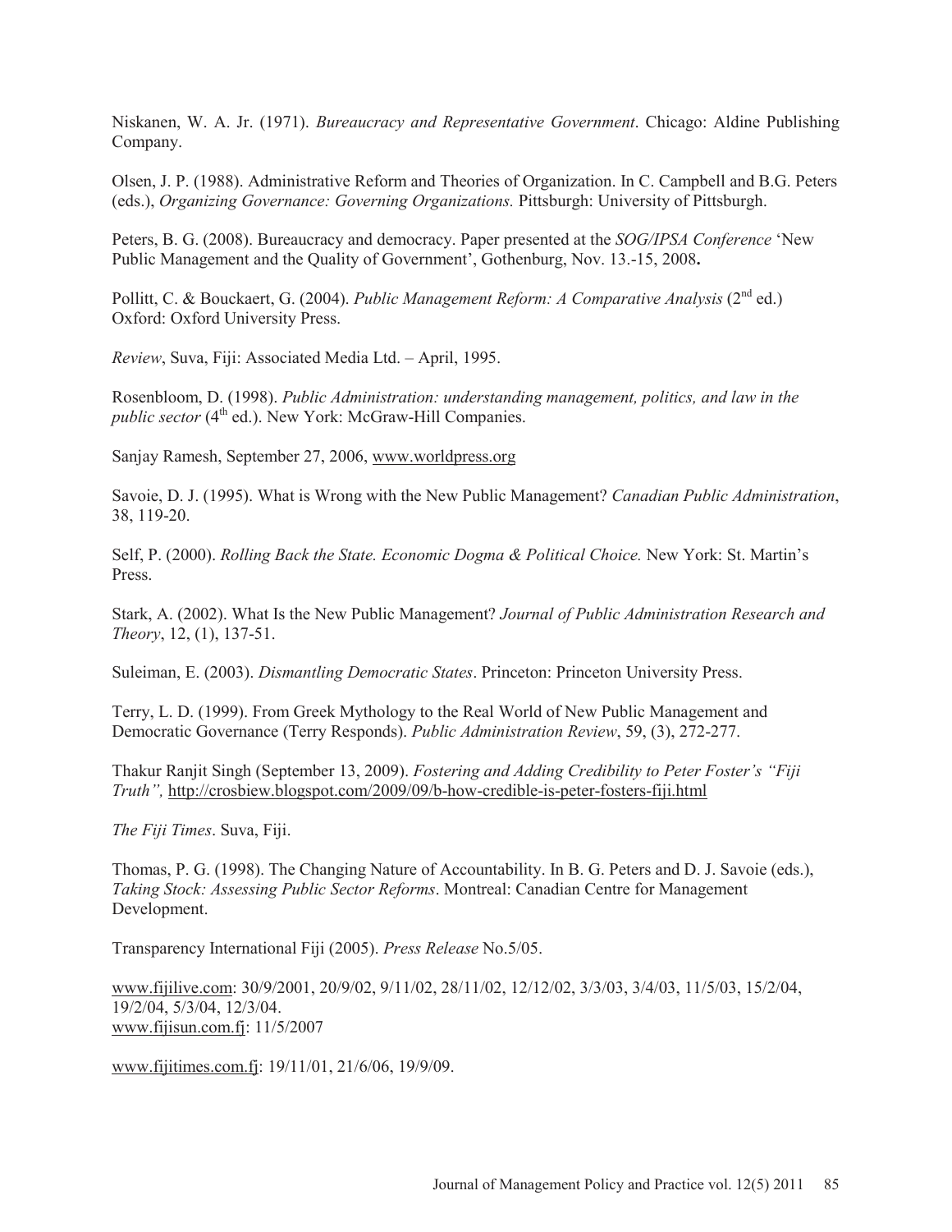Niskanen, W. A. Jr. (1971). *Bureaucracy and Representative Government*. Chicago: Aldine Publishing Company.

Olsen, J. P. (1988). Administrative Reform and Theories of Organization. In C. Campbell and B.G. Peters (eds.), *Organizing Governance: Governing Organizations.* Pittsburgh: University of Pittsburgh.

Peters, B. G. (2008). Bureaucracy and democracy. Paper presented at the *SOG/IPSA Conference* 'New Public Management and the Quality of Government', Gothenburg, Nov. 13.-15, 2008**.**

Pollitt, C. & Bouckaert, G. (2004). *Public Management Reform: A Comparative Analysis* (2nd ed.) Oxford: Oxford University Press.

*Review*, Suva, Fiji: Associated Media Ltd. – April, 1995.

Rosenbloom, D. (1998). *Public Administration: understanding management, politics, and law in the public sector* (4th ed.). New York: McGraw-Hill Companies.

Sanjay Ramesh, September 27, 2006, www.worldpress.org

Savoie, D. J. (1995). What is Wrong with the New Public Management? *Canadian Public Administration*, 38, 119-20.

Self, P. (2000). *Rolling Back the State. Economic Dogma & Political Choice.* New York: St. Martin's Press.

Stark, A. (2002). What Is the New Public Management? *Journal of Public Administration Research and Theory*, 12, (1), 137-51.

Suleiman, E. (2003). *Dismantling Democratic States*. Princeton: Princeton University Press.

Terry, L. D. (1999). From Greek Mythology to the Real World of New Public Management and Democratic Governance (Terry Responds). *Public Administration Review*, 59, (3), 272-277.

Thakur Ranjit Singh (September 13, 2009). *Fostering and Adding Credibility to Peter Foster's "Fiji Truth",* http://crosbiew.blogspot.com/2009/09/b-how-credible-is-peter-fosters-fiji.html

*The Fiji Times*. Suva, Fiji.

Thomas, P. G. (1998). The Changing Nature of Accountability. In B. G. Peters and D. J. Savoie (eds.), *Taking Stock: Assessing Public Sector Reforms*. Montreal: Canadian Centre for Management Development.

Transparency International Fiji (2005). *Press Release* No.5/05.

www.fijilive.com: 30/9/2001, 20/9/02, 9/11/02, 28/11/02, 12/12/02, 3/3/03, 3/4/03, 11/5/03, 15/2/04, 19/2/04, 5/3/04, 12/3/04.
www.fijisun.com.fj: 11/5/2007

www.fijitimes.com.fj: 19/11/01, 21/6/06, 19/9/09.